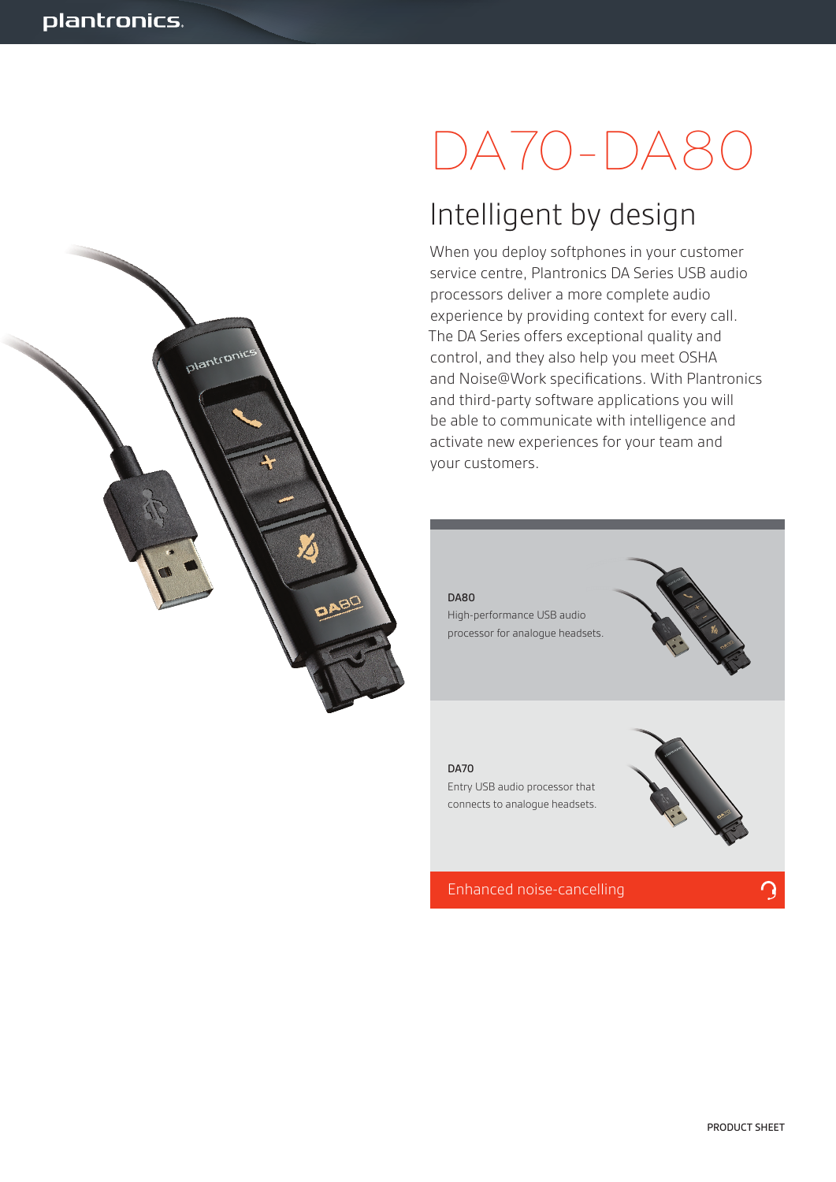# DA70-DA80

## Intelligent by design

When you deploy softphones in your customer service centre, Plantronics DA Series USB audio processors deliver a more complete audio experience by providing context for every call. The DA Series offers exceptional quality and control, and they also help you meet OSHA and Noise@Work specifications. With Plantronics and third-party software applications you will be able to communicate with intelligence and activate new experiences for your team and your customers.

**DA80**
High-performance USB audio processor for analogue headsets.

**DA70**
Entry USB audio processor that connects to analogue headsets.

Enhanced noise-cancelling

PRODUCT SHEET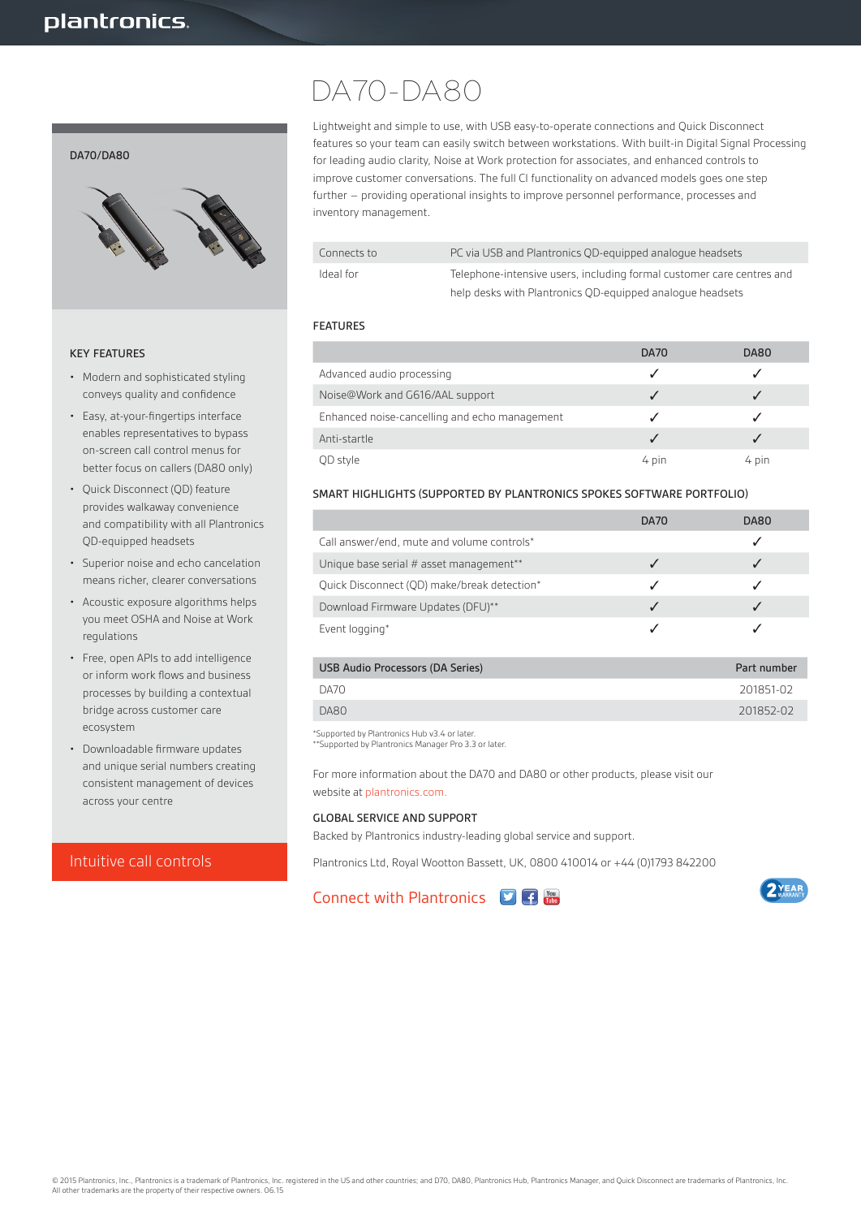# DA70-DA80

Lightweight and simple to use, with USB easy-to-operate connections and Quick Disconnect features so your team can easily switch between workstations. With built-in Digital Signal Processing for leading audio clarity, Noise at Work protection for associates, and enhanced controls to improve customer conversations. The full CI functionality on advanced models goes one step further – providing operational insights to improve personnel performance, processes and inventory management.

| | |
|---|---|
| Connects to | PC via USB and Plantronics QD-equipped analogue headsets |
| Ideal for | Telephone-intensive users, including formal customer care centres and help desks with Plantronics QD-equipped analogue headsets |

DA70/DA80

## KEY FEATURES

- Modern and sophisticated styling conveys quality and confidence
- Easy, at-your-fingertips interface enables representatives to bypass on-screen call control menus for better focus on callers (DA80 only)
- Quick Disconnect (QD) feature provides walkaway convenience and compatibility with all Plantronics QD-equipped headsets
- Superior noise and echo cancelation means richer, clearer conversations
- Acoustic exposure algorithms helps you meet OSHA and Noise at Work regulations
- Free, open APIs to add intelligence or inform work flows and business processes by building a contextual bridge across customer care ecosystem
- Downloadable firmware updates and unique serial numbers creating consistent management of devices across your centre

Intuitive call controls

## FEATURES

| | DA70 | DA80 |
|---|---|---|
| Advanced audio processing | ✓ | ✓ |
| Noise@Work and G616/AAL support | ✓ | ✓ |
| Enhanced noise-cancelling and echo management | ✓ | ✓ |
| Anti-startle | ✓ | ✓ |
| QD style | 4 pin | 4 pin |

## SMART HIGHLIGHTS (SUPPORTED BY PLANTRONICS SPOKES SOFTWARE PORTFOLIO)

| | DA70 | DA80 |
|---|---|---|
| Call answer/end, mute and volume controls* | | ✓ |
| Unique base serial # asset management** | ✓ | ✓ |
| Quick Disconnect (QD) make/break detection* | ✓ | ✓ |
| Download Firmware Updates (DFU)** | ✓ | ✓ |
| Event logging* | ✓ | ✓ |

| USB Audio Processors (DA Series) | Part number |
|---|---|
| DA70 | 201851-02 |
| DA80 | 201852-02 |

*Supported by Plantronics Hub v3.4 or later.
**Supported by Plantronics Manager Pro 3.3 or later.

For more information about the DA70 and DA80 or other products, please visit our website at plantronics.com.

## GLOBAL SERVICE AND SUPPORT

Backed by Plantronics industry-leading global service and support.

Plantronics Ltd, Royal Wootton Bassett, UK, 0800 410014 or +44 (0)1793 842200

Connect with Plantronics

2 YEAR WARRANTY

© 2015 Plantronics, Inc., Plantronics is a trademark of Plantronics, Inc. registered in the US and other countries; and D70, DA80, Plantronics Hub, Plantronics Manager, and Quick Disconnect are trademarks of Plantronics, Inc. All other trademarks are the property of their respective owners. 06.15